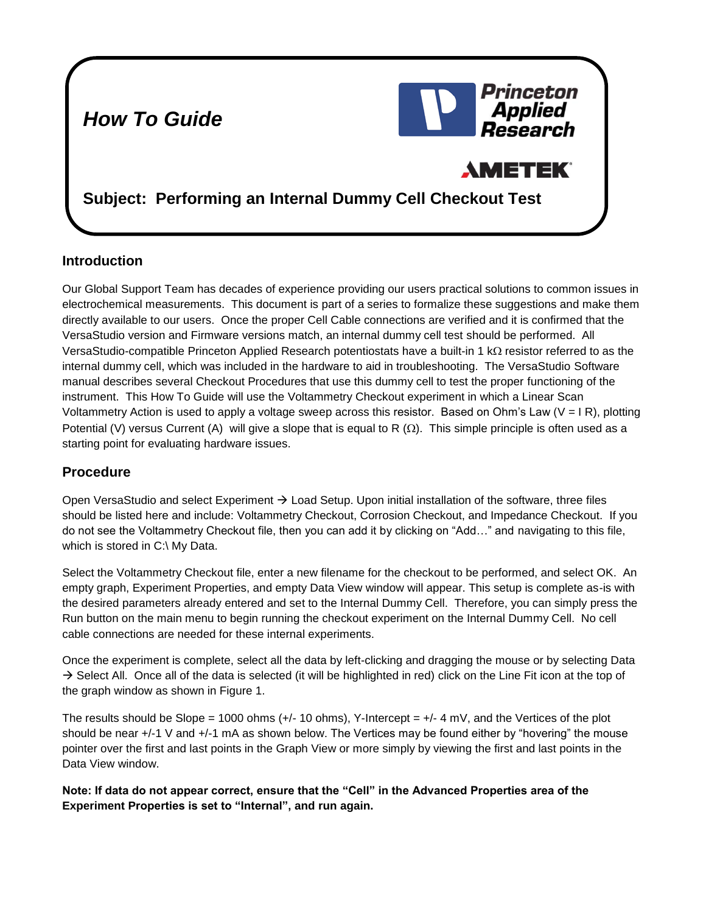*How To Guide*

Princeton Applied Research

AMETEK

## Subject: Performing an Internal Dummy Cell Checkout Test

## Introduction

Our Global Support Team has decades of experience providing our users practical solutions to common issues in electrochemical measurements. This document is part of a series to formalize these suggestions and make them directly available to our users. Once the proper Cell Cable connections are verified and it is confirmed that the VersaStudio version and Firmware versions match, an internal dummy cell test should be performed. All VersaStudio-compatible Princeton Applied Research potentiostats have a built-in 1 kΩ resistor referred to as the internal dummy cell, which was included in the hardware to aid in troubleshooting. The VersaStudio Software manual describes several Checkout Procedures that use this dummy cell to test the proper functioning of the instrument. This How To Guide will use the Voltammetry Checkout experiment in which a Linear Scan Voltammetry Action is used to apply a voltage sweep across this resistor. Based on Ohm's Law ($V = I R$), plotting Potential (V) versus Current (A) will give a slope that is equal to R (Ω). This simple principle is often used as a starting point for evaluating hardware issues.

## Procedure

Open VersaStudio and select Experiment → Load Setup. Upon initial installation of the software, three files should be listed here and include: Voltammetry Checkout, Corrosion Checkout, and Impedance Checkout. If you do not see the Voltammetry Checkout file, then you can add it by clicking on "Add…" and navigating to this file, which is stored in C:\ My Data.

Select the Voltammetry Checkout file, enter a new filename for the checkout to be performed, and select OK. An empty graph, Experiment Properties, and empty Data View window will appear. This setup is complete as-is with the desired parameters already entered and set to the Internal Dummy Cell. Therefore, you can simply press the Run button on the main menu to begin running the checkout experiment on the Internal Dummy Cell. No cell cable connections are needed for these internal experiments.

Once the experiment is complete, select all the data by left-clicking and dragging the mouse or by selecting Data → Select All. Once all of the data is selected (it will be highlighted in red) click on the Line Fit icon at the top of the graph window as shown in Figure 1.

The results should be Slope = 1000 ohms (+/- 10 ohms), Y-Intercept = +/- 4 mV, and the Vertices of the plot should be near +/-1 V and +/-1 mA as shown below. The Vertices may be found either by "hovering" the mouse pointer over the first and last points in the Graph View or more simply by viewing the first and last points in the Data View window.

**Note: If data do not appear correct, ensure that the "Cell" in the Advanced Properties area of the Experiment Properties is set to "Internal", and run again.**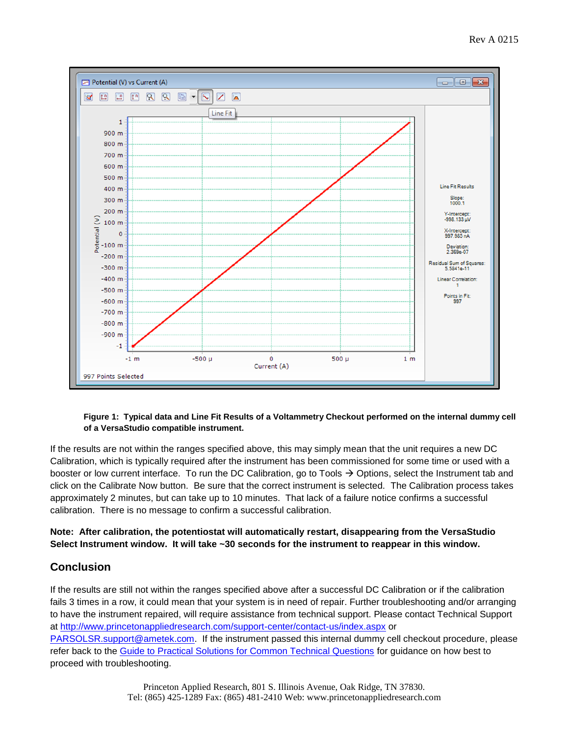Potential (V) vs Current (A)

Line Fit

1
900 m
800 m
700 m
600 m
500 m
400 m
300 m
200 m
100 m
0
-100 m
-200 m
-300 m
-400 m
-500 m
-600 m
-700 m
-800 m
-900 m
-1

Potential (V)

-1 m
-500 µ
0
500 µ
1 m

Current (A)

997 Points Selected

Line Fit Results

Slope:
1000.1

Y-Intercept:
-998.133 µV

X-Intercept:
997.985 nA

Deviation:
2.369e-07

Residual Sum of Squares:
5.5841e-11

Linear Correlation:
1

Points in Fit:
997

**Figure 1: Typical data and Line Fit Results of a Voltammetry Checkout performed on the internal dummy cell of a VersaStudio compatible instrument.**

If the results are not within the ranges specified above, this may simply mean that the unit requires a new DC Calibration, which is typically required after the instrument has been commissioned for some time or used with a booster or low current interface. To run the DC Calibration, go to Tools → Options, select the Instrument tab and click on the Calibrate Now button. Be sure that the correct instrument is selected. The Calibration process takes approximately 2 minutes, but can take up to 10 minutes. That lack of a failure notice confirms a successful calibration. There is no message to confirm a successful calibration.

**Note: After calibration, the potentiostat will automatically restart, disappearing from the VersaStudio Select Instrument window. It will take ~30 seconds for the instrument to reappear in this window.**

## Conclusion

If the results are still not within the ranges specified above after a successful DC Calibration or if the calibration fails 3 times in a row, it could mean that your system is in need of repair. Further troubleshooting and/or arranging to have the instrument repaired, will require assistance from technical support. Please contact Technical Support at http://www.princetonappliedresearch.com/support-center/contact-us/index.aspx or PARSOLSR.support@ametek.com. If the instrument passed this internal dummy cell checkout procedure, please refer back to the Guide to Practical Solutions for Common Technical Questions for guidance on how best to proceed with troubleshooting.